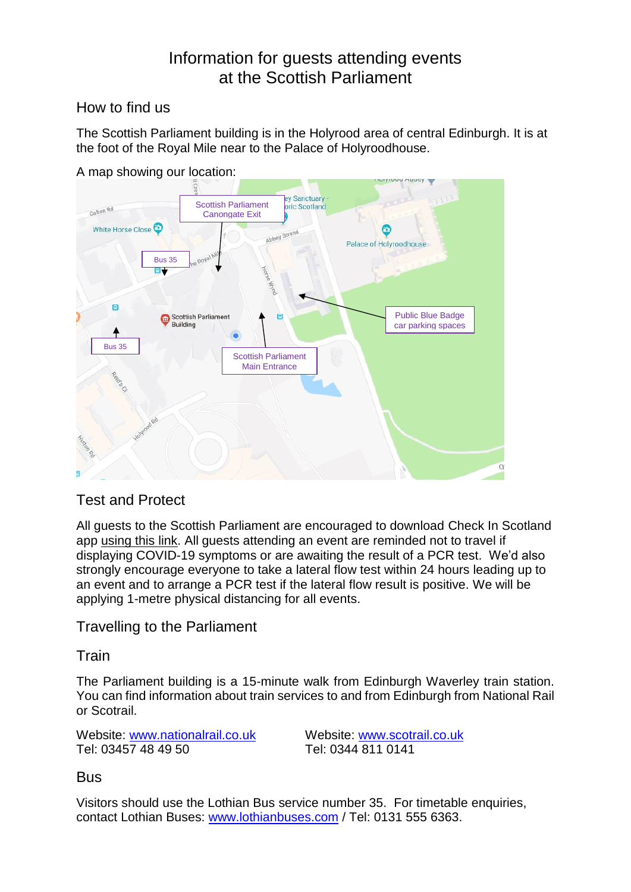# Information for guests attending events at the Scottish Parliament

## How to find us

The Scottish Parliament building is in the Holyrood area of central Edinburgh. It is at the foot of the Royal Mile near to the Palace of Holyroodhouse.

A map showing our location:

## Test and Protect

All guests to the Scottish Parliament are encouraged to download Check In Scotland app using this link. All guests attending an event are reminded not to travel if displaying COVID-19 symptoms or are awaiting the result of a PCR test. We'd also strongly encourage everyone to take a lateral flow test within 24 hours leading up to an event and to arrange a PCR test if the lateral flow result is positive. We will be applying 1-metre physical distancing for all events.

## Travelling to the Parliament

### Train

The Parliament building is a 15-minute walk from Edinburgh Waverley train station. You can find information about train services to and from Edinburgh from National Rail or Scotrail.

Website: www.nationalrail.co.uk
Tel: 03457 48 49 50

Website: www.scotrail.co.uk
Tel: 0344 811 0141

### Bus

Visitors should use the Lothian Bus service number 35. For timetable enquiries, contact Lothian Buses: www.lothianbuses.com / Tel: 0131 555 6363.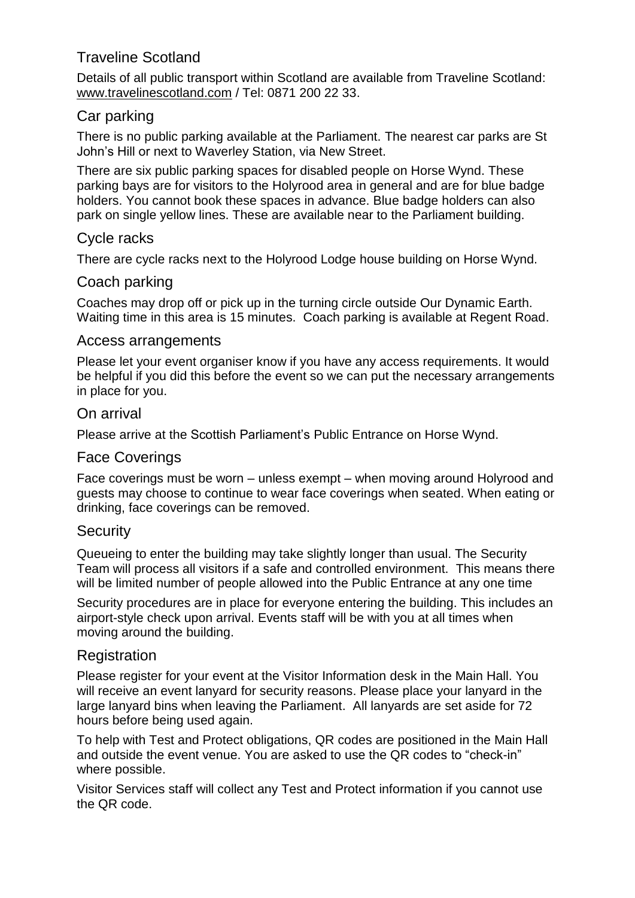## Traveline Scotland

Details of all public transport within Scotland are available from Traveline Scotland: www.travelinescotland.com / Tel: 0871 200 22 33.

## Car parking

There is no public parking available at the Parliament. The nearest car parks are St John's Hill or next to Waverley Station, via New Street.

There are six public parking spaces for disabled people on Horse Wynd. These parking bays are for visitors to the Holyrood area in general and are for blue badge holders. You cannot book these spaces in advance. Blue badge holders can also park on single yellow lines. These are available near to the Parliament building.

## Cycle racks

There are cycle racks next to the Holyrood Lodge house building on Horse Wynd.

## Coach parking

Coaches may drop off or pick up in the turning circle outside Our Dynamic Earth. Waiting time in this area is 15 minutes. Coach parking is available at Regent Road.

## Access arrangements

Please let your event organiser know if you have any access requirements. It would be helpful if you did this before the event so we can put the necessary arrangements in place for you.

## On arrival

Please arrive at the Scottish Parliament's Public Entrance on Horse Wynd.

## Face Coverings

Face coverings must be worn – unless exempt – when moving around Holyrood and guests may choose to continue to wear face coverings when seated. When eating or drinking, face coverings can be removed.

## Security

Queueing to enter the building may take slightly longer than usual. The Security Team will process all visitors if a safe and controlled environment. This means there will be limited number of people allowed into the Public Entrance at any one time

Security procedures are in place for everyone entering the building. This includes an airport-style check upon arrival. Events staff will be with you at all times when moving around the building.

## Registration

Please register for your event at the Visitor Information desk in the Main Hall. You will receive an event lanyard for security reasons. Please place your lanyard in the large lanyard bins when leaving the Parliament. All lanyards are set aside for 72 hours before being used again.

To help with Test and Protect obligations, QR codes are positioned in the Main Hall and outside the event venue. You are asked to use the QR codes to "check-in" where possible.

Visitor Services staff will collect any Test and Protect information if you cannot use the QR code.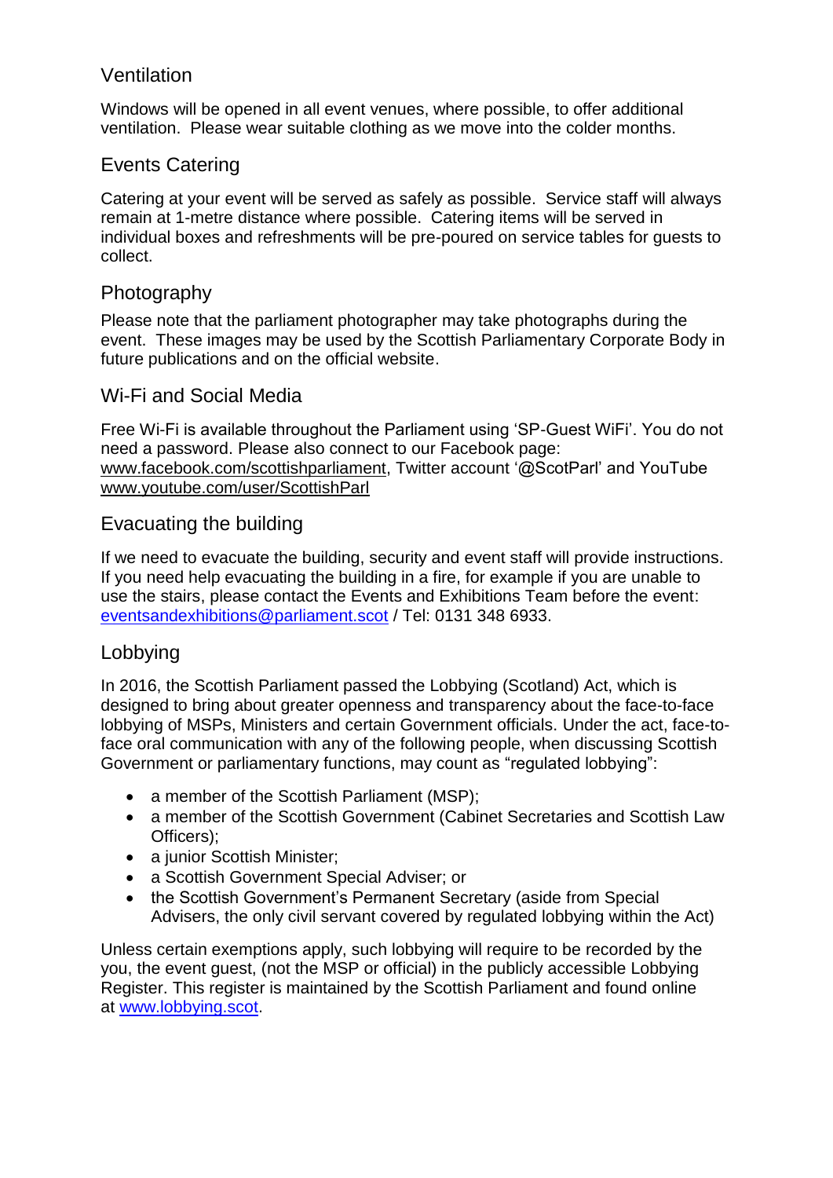## Ventilation

Windows will be opened in all event venues, where possible, to offer additional ventilation. Please wear suitable clothing as we move into the colder months.

## Events Catering

Catering at your event will be served as safely as possible. Service staff will always remain at 1-metre distance where possible. Catering items will be served in individual boxes and refreshments will be pre-poured on service tables for guests to collect.

## Photography

Please note that the parliament photographer may take photographs during the event. These images may be used by the Scottish Parliamentary Corporate Body in future publications and on the official website.

## Wi-Fi and Social Media

Free Wi-Fi is available throughout the Parliament using 'SP-Guest WiFi'. You do not need a password. Please also connect to our Facebook page: www.facebook.com/scottishparliament, Twitter account '@ScotParl' and YouTube www.youtube.com/user/ScottishParl

## Evacuating the building

If we need to evacuate the building, security and event staff will provide instructions. If you need help evacuating the building in a fire, for example if you are unable to use the stairs, please contact the Events and Exhibitions Team before the event: eventsandexhibitions@parliament.scot / Tel: 0131 348 6933.

## Lobbying

In 2016, the Scottish Parliament passed the Lobbying (Scotland) Act, which is designed to bring about greater openness and transparency about the face-to-face lobbying of MSPs, Ministers and certain Government officials. Under the act, face-to-face oral communication with any of the following people, when discussing Scottish Government or parliamentary functions, may count as "regulated lobbying":

- a member of the Scottish Parliament (MSP);
- a member of the Scottish Government (Cabinet Secretaries and Scottish Law Officers);
- a junior Scottish Minister;
- a Scottish Government Special Adviser; or
- the Scottish Government's Permanent Secretary (aside from Special Advisers, the only civil servant covered by regulated lobbying within the Act)

Unless certain exemptions apply, such lobbying will require to be recorded by the you, the event guest, (not the MSP or official) in the publicly accessible Lobbying Register. This register is maintained by the Scottish Parliament and found online at www.lobbying.scot.